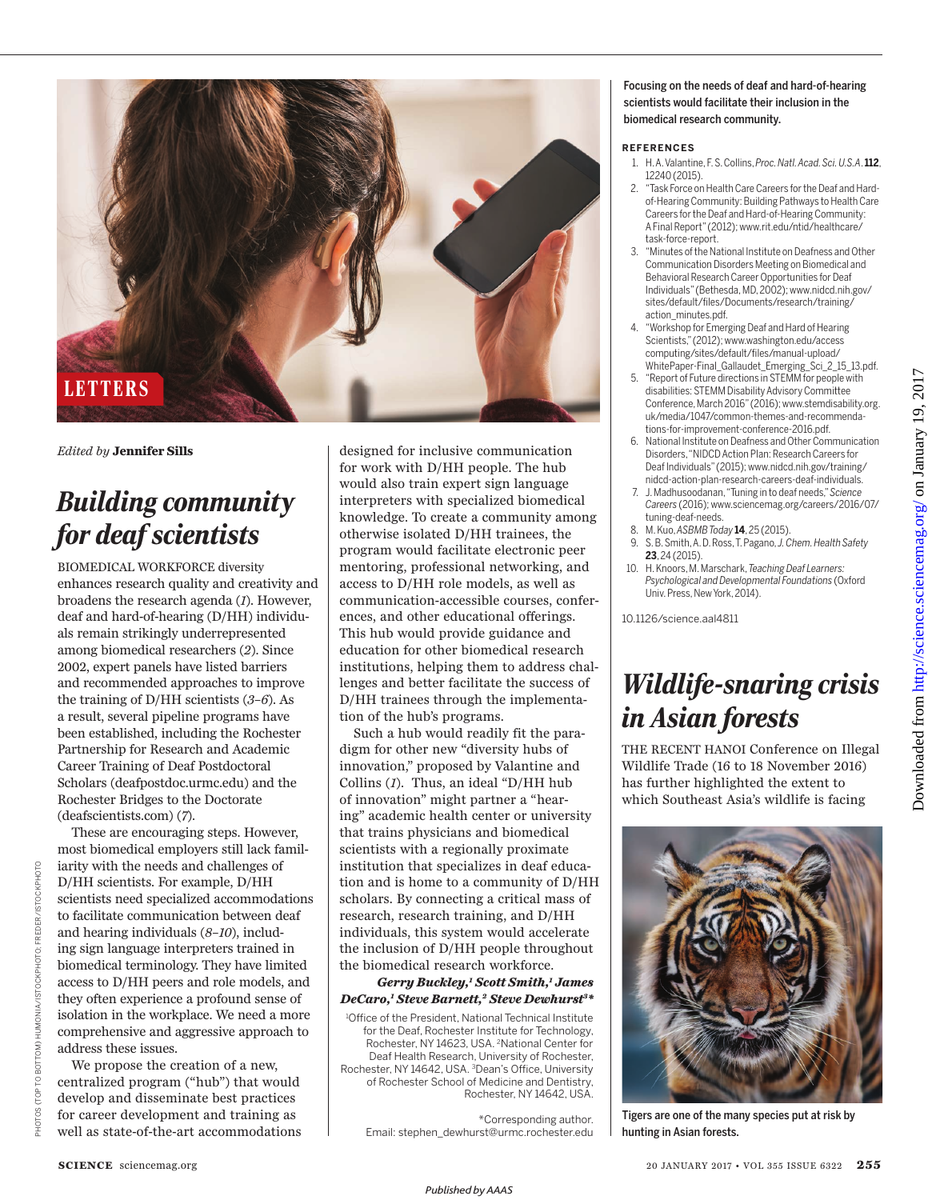LETTERS

*Edited by* **Jennifer Sills**

# *Building community for deaf scientists*

BIOMEDICAL WORKFORCE diversity enhances research quality and creativity and broadens the research agenda (*1*). However, deaf and hard-of-hearing (D/HH) individuals remain strikingly underrepresented among biomedical researchers (*2*). Since 2002, expert panels have listed barriers and recommended approaches to improve the training of D/HH scientists (*3*–*6*). As a result, several pipeline programs have been established, including the Rochester Partnership for Research and Academic Career Training of Deaf Postdoctoral Scholars (deafpostdoc.urmc.edu) and the Rochester Bridges to the Doctorate (deafscientists.com) (*7*).

These are encouraging steps. However, most biomedical employers still lack familiarity with the needs and challenges of D/HH scientists. For example, D/HH scientists need specialized accommodations to facilitate communication between deaf and hearing individuals (*8*–*10*), including sign language interpreters trained in biomedical terminology. They have limited access to D/HH peers and role models, and they often experience a profound sense of isolation in the workplace. We need a more comprehensive and aggressive approach to address these issues.

We propose the creation of a new, centralized program ("hub") that would develop and disseminate best practices for career development and training as well as state-of-the-art accommodations designed for inclusive communication for work with D/HH people. The hub would also train expert sign language interpreters with specialized biomedical knowledge. To create a community among otherwise isolated D/HH trainees, the program would facilitate electronic peer mentoring, professional networking, and access to D/HH role models, as well as communication-accessible courses, conferences, and other educational offerings. This hub would provide guidance and education for other biomedical research institutions, helping them to address challenges and better facilitate the success of D/HH trainees through the implementation of the hub's programs.

Such a hub would readily fit the paradigm for other new "diversity hubs of innovation," proposed by Valantine and Collins (*1*). Thus, an ideal "D/HH hub of innovation" might partner a "hearing" academic health center or university that trains physicians and biomedical scientists with a regionally proximate institution that specializes in deaf education and is home to a community of D/HH scholars. By connecting a critical mass of research, research training, and D/HH individuals, this system would accelerate the inclusion of D/HH people throughout the biomedical research workforce.

***Gerry Buckley,[1] Scott Smith,[1] James DeCaro,[1] Steve Barnett,[2] Steve Dewhurst[3]\****

[1]Office of the President, National Technical Institute for the Deaf, Rochester Institute for Technology, Rochester, NY 14623, USA. [2]National Center for Deaf Health Research, University of Rochester, Rochester, NY 14642, USA. [3]Dean's Office, University of Rochester School of Medicine and Dentistry, Rochester, NY 14642, USA.

\*Corresponding author. Email: stephen_dewhurst@urmc.rochester.edu

Focusing on the needs of deaf and hard-of-hearing scientists would facilitate their inclusion in the biomedical research community.

**REFERENCES**

1. H. A. Valantine, F. S. Collins, *Proc. Natl. Acad. Sci. U.S.A.* **112**, 12240 (2015).
2. "Task Force on Health Care Careers for the Deaf and Hard-of-Hearing Community: Building Pathways to Health Care Careers for the Deaf and Hard-of-Hearing Community: A Final Report" (2012); www.rit.edu/ntid/healthcare/task-force-report.
3. "Minutes of the National Institute on Deafness and Other Communication Disorders Meeting on Biomedical and Behavioral Research Career Opportunities for Deaf Individuals" (Bethesda, MD, 2002); www.nidcd.nih.gov/sites/default/files/Documents/research/training/action_minutes.pdf.
4. "Workshop for Emerging Deaf and Hard of Hearing Scientists," (2012); www.washington.edu/accesscomputing/sites/default/files/manual-upload/WhitePaper-Final_Gallaudet_Emerging_Sci_2_15_13.pdf.
5. "Report of Future directions in STEMM for people with disabilities: STEMM Disability Advisory Committee Conference, March 2016" (2016); www.stemdisability.org.uk/media/1047/common-themes-and-recommendations-for-impervious-conference-2016.pdf.
6. National Institute on Deafness and Other Communication Disorders, "NIDCD Action Plan: Research Careers for Deaf Individuals" (2015); www.nidcd.nih.gov/training/nidcd-action-plan-research-careers-deaf-individuals.
7. J. Madhusoodanan, "Tuning in to deaf needs," *Science Careers* (2016); www.sciencemag.org/careers/2016/07/tuning-deaf-needs.
8. M. Kuo, *ASBMB Today* **14**, 25 (2015).
9. S. B. Smith, A. D. Ross, T. Pagano, *J. Chem. Health Safety* **23**, 24 (2015).
10. H. Knoors, M. Marschark, *Teaching Deaf Learners: Psychological and Developmental Foundations* (Oxford Univ. Press, New York, 2014).

10.1126/science.aal4811

# *Wildlife-snaring crisis in Asian forests*

THE RECENT HANOI Conference on Illegal Wildlife Trade (16 to 18 November 2016) has further highlighted the extent to which Southeast Asia's wildlife is facing

Tigers are one of the many species put at risk by hunting in Asian forests.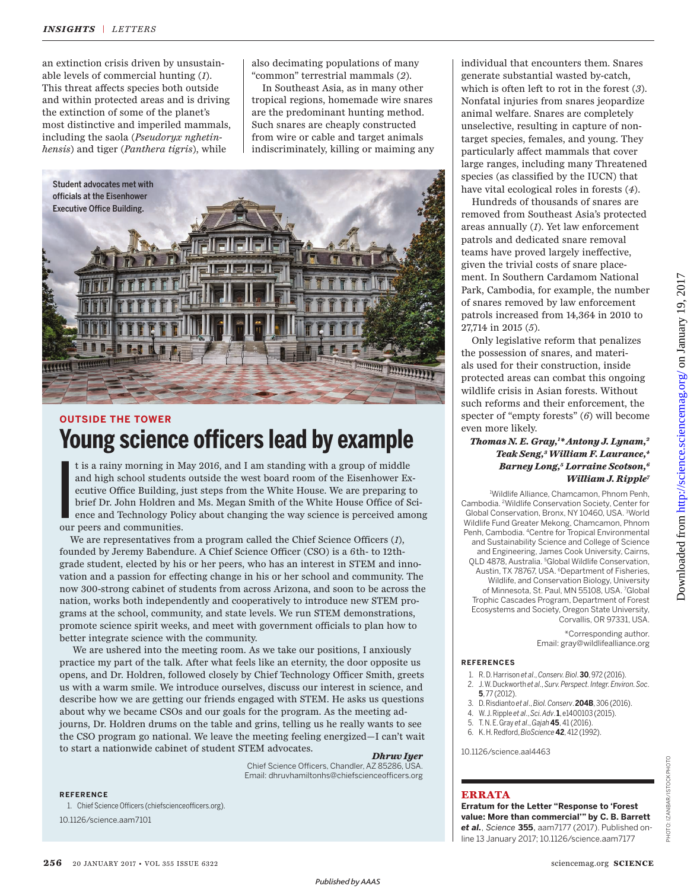an extinction crisis driven by unsustainable levels of commercial hunting (*1*). This threat affects species both outside and within protected areas and is driving the extinction of some of the planet's most distinctive and imperiled mammals, including the saola (*Pseudoryx nghetinhensis*) and tiger (*Panthera tigris*), while also decimating populations of many "common" terrestrial mammals (*2*).

In Southeast Asia, as in many other tropical regions, homemade wire snares are the predominant hunting method. Such snares are cheaply constructed from wire or cable and target animals indiscriminately, killing or maiming any individual that encounters them. Snares generate substantial wasted by-catch, which is often left to rot in the forest (*3*). Nonfatal injuries from snares jeopardize animal welfare. Snares are completely unselective, resulting in capture of nontarget species, females, and young. They particularly affect mammals that cover large ranges, including many Threatened species (as classified by the IUCN) that have vital ecological roles in forests (*4*).

Hundreds of thousands of snares are removed from Southeast Asia's protected areas annually (*1*). Yet law enforcement patrols and dedicated snare removal teams have proved largely ineffective, given the trivial costs of snare placement. In Southern Cardamom National Park, Cambodia, for example, the number of snares removed by law enforcement patrols increased from 14,364 in 2010 to 27,714 in 2015 (*5*).

Only legislative reform that penalizes the possession of snares, and materials used for their construction, inside protected areas can combat this ongoing wildlife crisis in Asian forests. Without such reforms and their enforcement, the specter of "empty forests" (*6*) will become even more likely.

***Thomas N. E. Gray,[1]\* Antony J. Lynam,[2] Teak Seng,[3] William F. Laurance,[4] Barney Long,[5] Lorraine Scotson,[6] William J. Ripple[7]***

[1]Wildlife Alliance, Chamcamon, Phnom Penh, Cambodia. [2]Wildlife Conservation Society, Center for Global Conservation, Bronx, NY 10460, USA. [3]World Wildlife Fund Greater Mekong, Chamcamon, Phnom Penh, Cambodia. [4]Centre for Tropical Environmental and Sustainability Science and College of Science and Engineering, James Cook University, Cairns, QLD 4878, Australia. [5]Global Wildlife Conservation, Austin, TX 78767, USA. [6]Department of Fisheries, Wildlife, and Conservation Biology, University of Minnesota, St. Paul, MN 55108, USA. [7]Global Trophic Cascades Program, Department of Forest Ecosystems and Society, Oregon State University, Corvallis, OR 97331, USA.

\*Corresponding author. Email: gray@wildlifealliance.org

**REFERENCES**

1. R. D. Harrison *et al.*, *Conserv. Biol.* **30**, 972 (2016).
2. J. W. Duckworth *et al.*, *Surv. Perspect. Integr. Environ. Soc.* **5**, 77 (2012).
3. D. Risdianto *et al.*, *Biol. Conserv.* **204B**, 306 (2016).
4. W. J. Ripple *et al.*, *Sci. Adv.* **1**, e1400103 (2015).
5. T. N. E. Gray *et al.*, *Gajah* **45**, 41 (2016).
6. K. H. Redford, *BioScience* **42**, 412 (1992).

10.1126/science.aal4463

Student advocates met with officials at the Eisenhower Executive Office Building.

## OUTSIDE THE TOWER

# Young science officers lead by example

It is a rainy morning in May 2016, and I am standing with a group of middle and high school students outside the west board room of the Eisenhower Executive Office Building, just steps from the White House. We are preparing to brief Dr. John Holdren and Ms. Megan Smith of the White House Office of Science and Technology Policy about changing the way science is perceived among our peers and communities.

We are representatives from a program called the Chief Science Officers (*1*), founded by Jeremy Babendure. A Chief Science Officer (CSO) is a 6th- to 12th-grade student, elected by his or her peers, who has an interest in STEM and innovation and a passion for effecting change in his or her school and community. The now 300-strong cabinet of students from across Arizona, and soon to be across the nation, works both independently and cooperatively to introduce new STEM programs at the school, community, and state levels. We run STEM demonstrations, promote science spirit weeks, and meet with government officials to plan how to better integrate science with the community.

We are ushered into the meeting room. As we take our positions, I anxiously practice my part of the talk. After what feels like an eternity, the door opposite us opens, and Dr. Holdren, followed closely by Chief Technology Officer Smith, greets us with a warm smile. We introduce ourselves, discuss our interest in science, and describe how we are getting our friends engaged with STEM. He asks us questions about why we became CSOs and our goals for the program. As the meeting adjourns, Dr. Holdren drums on the table and grins, telling us he really wants to see the CSO program go national. We leave the meeting feeling energized—I can't wait to start a nationwide cabinet of student STEM advocates.

***Dhruv Iyer***

Chief Science Officers, Chandler, AZ 85286, USA.
Email: dhruvhamiltonhs@chiefscienceofficers.org

**REFERENCE**

1. Chief Science Officers (chiefscienceofficers.org).

10.1126/science.aam7101

## ERRATA

**Erratum for the Letter "Response to 'Forest value: More than commercial'" by C. B. Barrett *et al.***, *Science* **355**, aam7177 (2017). Published online 13 January 2017; 10.1126/science.aam7177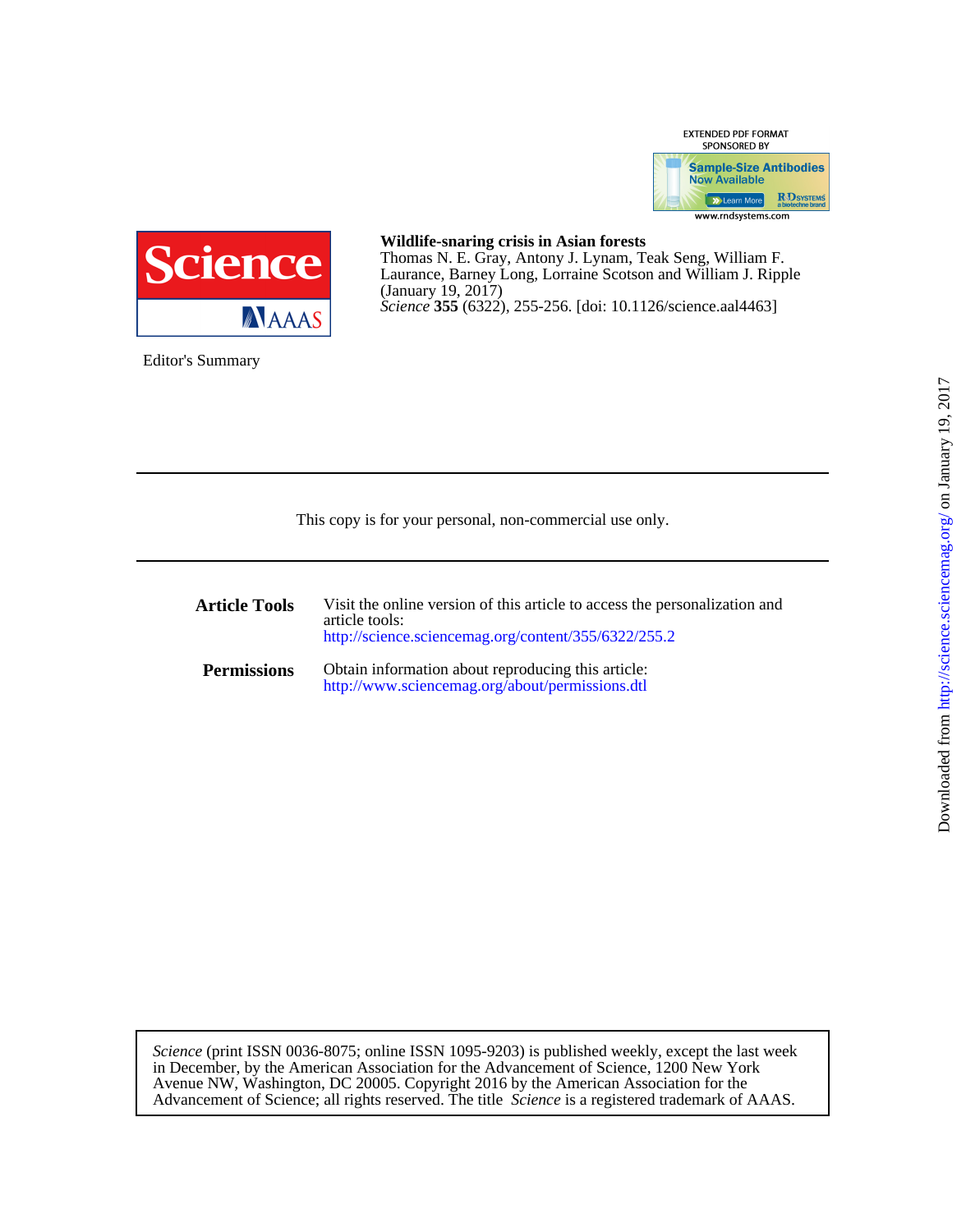EXTENDED PDF FORMAT
SPONSORED BY

**Science** AAAS

**Wildlife-snaring crisis in Asian forests**
Thomas N. E. Gray, Antony J. Lynam, Teak Seng, William F. Laurance, Barney Long, Lorraine Scotson and William J. Ripple
(January 19, 2017)
*Science* **355** (6322), 255-256. [doi: 10.1126/science.aal4463]

Editor's Summary

---

This copy is for your personal, non-commercial use only.

---

**Article Tools** Visit the online version of this article to access the personalization and article tools:
http://science.sciencemag.org/content/355/6322/255.2

**Permissions** Obtain information about reproducing this article:
http://www.sciencemag.org/about/permissions.dtl

*Science* (print ISSN 0036-8075; online ISSN 1095-9203) is published weekly, except the last week in December, by the American Association for the Advancement of Science, 1200 New York Avenue NW, Washington, DC 20005. Copyright 2016 by the American Association for the Advancement of Science; all rights reserved. The title *Science* is a registered trademark of AAAS.

Downloaded from http://science.sciencemag.org/ on January 19, 2017